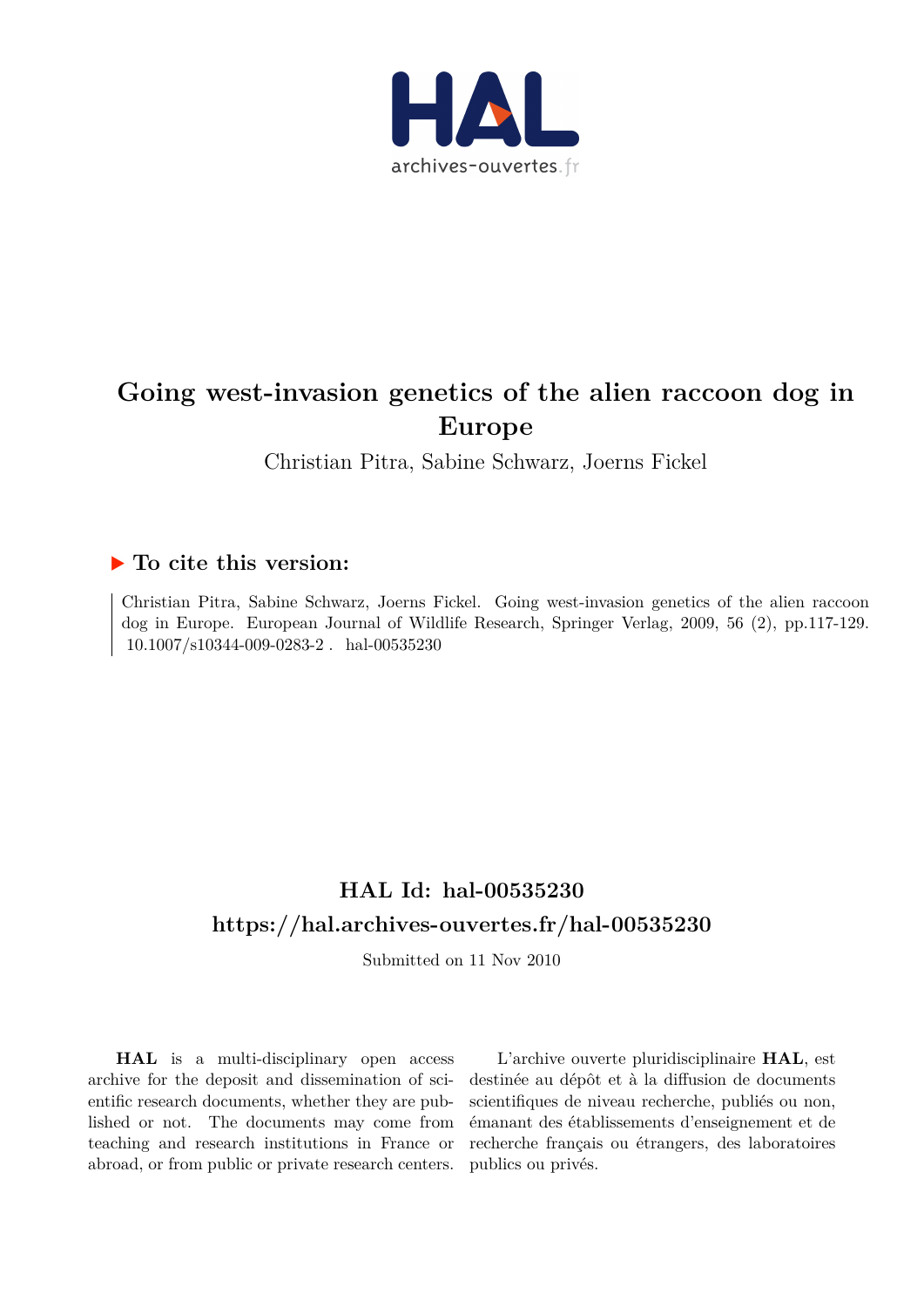# Going west-invasion genetics of the alien raccoon dog in Europe

Christian Pitra, Sabine Schwarz, Joerns Fickel

## ▶ To cite this version:

Christian Pitra, Sabine Schwarz, Joerns Fickel. Going west-invasion genetics of the alien raccoon dog in Europe. European Journal of Wildlife Research, Springer Verlag, 2009, 56 (2), pp.117-129. 10.1007/s10344-009-0283-2 . hal-00535230

## HAL Id: hal-00535230
## https://hal.archives-ouvertes.fr/hal-00535230

Submitted on 11 Nov 2010

**HAL** is a multi-disciplinary open access archive for the deposit and dissemination of scientific research documents, whether they are published or not. The documents may come from teaching and research institutions in France or abroad, or from public or private research centers.

L'archive ouverte pluridisciplinaire **HAL**, est destinée au dépôt et à la diffusion de documents scientifiques de niveau recherche, publiés ou non, émanant des établissements d'enseignement et de recherche français ou étrangers, des laboratoires publics ou privés.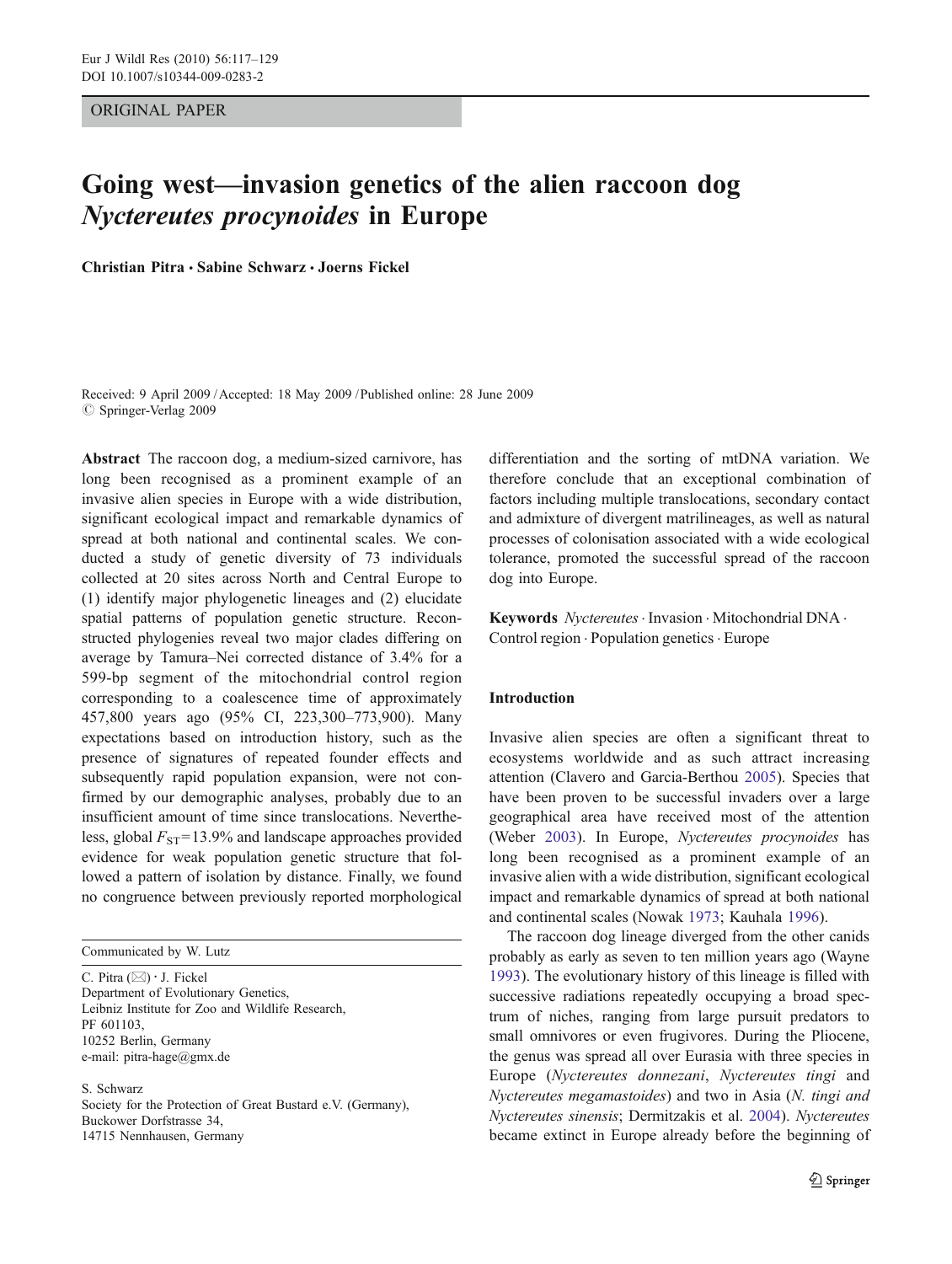ORIGINAL PAPER

# Going west—invasion genetics of the alien raccoon dog *Nyctereutes procynoides* in Europe

**Christian Pitra · Sabine Schwarz · Joerns Fickel**

Received: 9 April 2009 / Accepted: 18 May 2009 / Published online: 28 June 2009
© Springer-Verlag 2009

**Abstract** The raccoon dog, a medium-sized carnivore, has long been recognised as a prominent example of an invasive alien species in Europe with a wide distribution, significant ecological impact and remarkable dynamics of spread at both national and continental scales. We conducted a study of genetic diversity of 73 individuals collected at 20 sites across North and Central Europe to (1) identify major phylogenetic lineages and (2) elucidate spatial patterns of population genetic structure. Reconstructed phylogenies reveal two major clades differing on average by Tamura–Nei corrected distance of 3.4% for a 599-bp segment of the mitochondrial control region corresponding to a coalescence time of approximately 457,800 years ago (95% CI, 223,300–773,900). Many expectations based on introduction history, such as the presence of signatures of repeated founder effects and subsequently rapid population expansion, were not confirmed by our demographic analyses, probably due to an insufficient amount of time since translocations. Nevertheless, global $F_{ST}$=13.9% and landscape approaches provided evidence for weak population genetic structure that followed a pattern of isolation by distance. Finally, we found no congruence between previously reported morphological differentiation and the sorting of mtDNA variation. We therefore conclude that an exceptional combination of factors including multiple translocations, secondary contact and admixture of divergent matrilineages, as well as natural processes of colonisation associated with a wide ecological tolerance, promoted the successful spread of the raccoon dog into Europe.

**Keywords** *Nyctereutes* · Invasion · Mitochondrial DNA · Control region · Population genetics · Europe

Communicated by W. Lutz

C. Pitra (✉) · J. Fickel
Department of Evolutionary Genetics,
Leibniz Institute for Zoo and Wildlife Research,
PF 601103,
10252 Berlin, Germany
e-mail: pitra-hage@gmx.de

S. Schwarz
Society for the Protection of Great Bustard e.V. (Germany),
Buckower Dorfstrasse 34,
14715 Nennhausen, Germany

## Introduction

Invasive alien species are often a significant threat to ecosystems worldwide and as such attract increasing attention (Clavero and Garcia-Berthou 2005). Species that have been proven to be successful invaders over a large geographical area have received most of the attention (Weber 2003). In Europe, *Nyctereutes procynoides* has long been recognised as a prominent example of an invasive alien with a wide distribution, significant ecological impact and remarkable dynamics of spread at both national and continental scales (Nowak 1973; Kauhala 1996).

The raccoon dog lineage diverged from the other canids probably as early as seven to ten million years ago (Wayne 1993). The evolutionary history of this lineage is filled with successive radiations repeatedly occupying a broad spectrum of niches, ranging from large pursuit predators to small omnivores or even frugivores. During the Pliocene, the genus was spread all over Eurasia with three species in Europe (*Nyctereutes donnezani*, *Nyctereutes tingi* and *Nyctereutes megamastoides*) and two in Asia (*N. tingi and Nyctereutes sinensis*; Dermitzakis et al. 2004). *Nyctereutes* became extinct in Europe already before the beginning of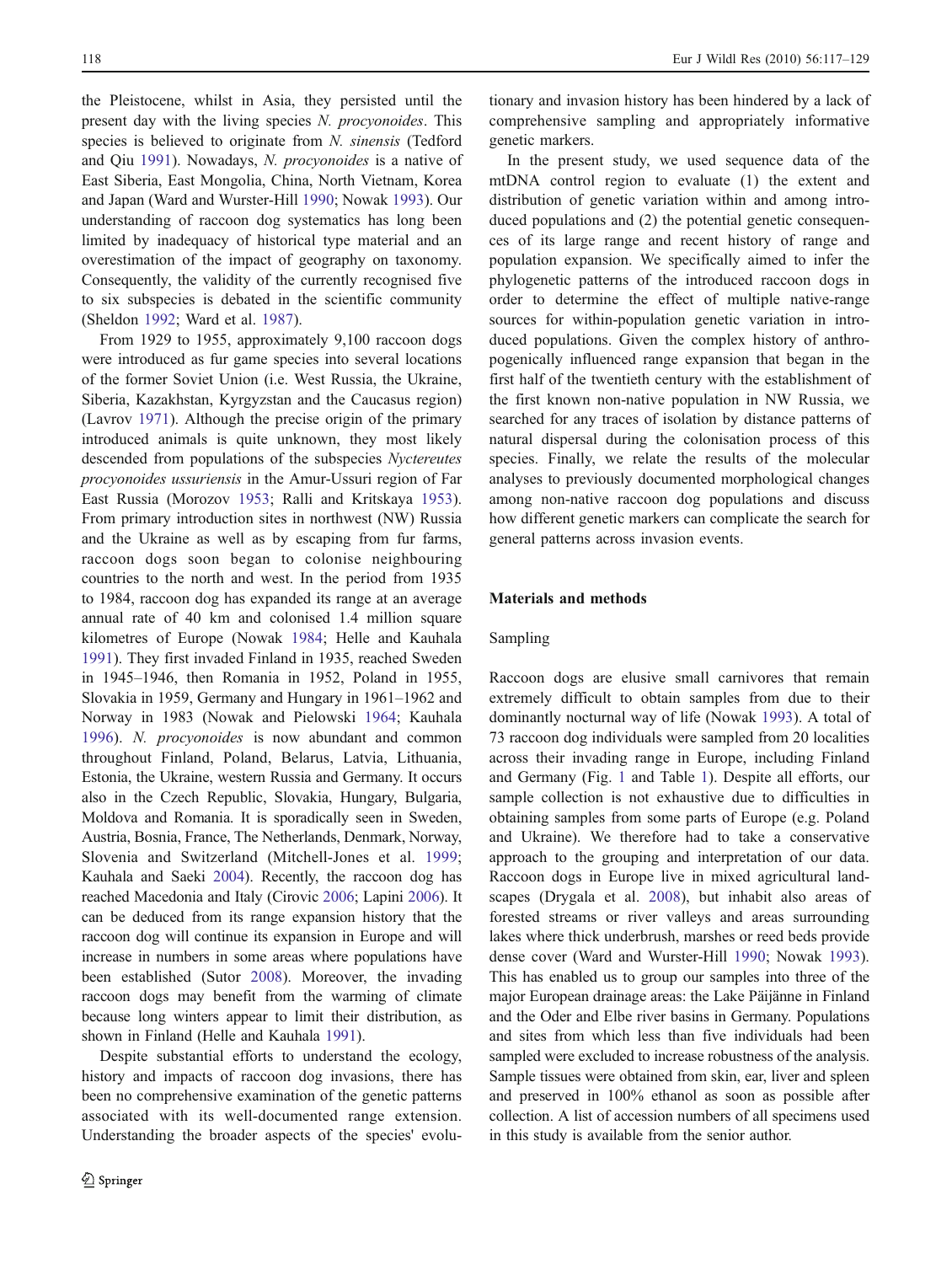the Pleistocene, whilst in Asia, they persisted until the present day with the living species *N. procyonoides*. This species is believed to originate from *N. sinensis* (Tedford and Qiu 1991). Nowadays, *N. procyonoides* is a native of East Siberia, East Mongolia, China, North Vietnam, Korea and Japan (Ward and Wurster-Hill 1990; Nowak 1993). Our understanding of raccoon dog systematics has long been limited by inadequacy of historical type material and an overestimation of the impact of geography on taxonomy. Consequently, the validity of the currently recognised five to six subspecies is debated in the scientific community (Sheldon 1992; Ward et al. 1987).

From 1929 to 1955, approximately 9,100 raccoon dogs were introduced as fur game species into several locations of the former Soviet Union (i.e. West Russia, the Ukraine, Siberia, Kazakhstan, Kyrgyzstan and the Caucasus region) (Lavrov 1971). Although the precise origin of the primary introduced animals is quite unknown, they most likely descended from populations of the subspecies *Nyctereutes procyonoides ussuriensis* in the Amur-Ussuri region of Far East Russia (Morozov 1953; Ralli and Kritskaya 1953). From primary introduction sites in northwest (NW) Russia and the Ukraine as well as by escaping from fur farms, raccoon dogs soon began to colonise neighbouring countries to the north and west. In the period from 1935 to 1984, raccoon dog has expanded its range at an average annual rate of 40 km and colonised 1.4 million square kilometres of Europe (Nowak 1984; Helle and Kauhala 1991). They first invaded Finland in 1935, reached Sweden in 1945–1946, then Romania in 1952, Poland in 1955, Slovakia in 1959, Germany and Hungary in 1961–1962 and Norway in 1983 (Nowak and Pielowski 1964; Kauhala 1996). *N. procyonoides* is now abundant and common throughout Finland, Poland, Belarus, Latvia, Lithuania, Estonia, the Ukraine, western Russia and Germany. It occurs also in the Czech Republic, Slovakia, Hungary, Bulgaria, Moldova and Romania. It is sporadically seen in Sweden, Austria, Bosnia, France, The Netherlands, Denmark, Norway, Slovenia and Switzerland (Mitchell-Jones et al. 1999; Kauhala and Saeki 2004). Recently, the raccoon dog has reached Macedonia and Italy (Cirovic 2006; Lapini 2006). It can be deduced from its range expansion history that the raccoon dog will continue its expansion in Europe and will increase in numbers in some areas where populations have been established (Sutor 2008). Moreover, the invading raccoon dogs may benefit from the warming of climate because long winters appear to limit their distribution, as shown in Finland (Helle and Kauhala 1991).

Despite substantial efforts to understand the ecology, history and impacts of raccoon dog invasions, there has been no comprehensive examination of the genetic patterns associated with its well-documented range extension. Understanding the broader aspects of the species' evolutionary and invasion history has been hindered by a lack of comprehensive sampling and appropriately informative genetic markers.

In the present study, we used sequence data of the mtDNA control region to evaluate (1) the extent and distribution of genetic variation within and among introduced populations and (2) the potential genetic consequences of its large range and recent history of range and population expansion. We specifically aimed to infer the phylogenetic patterns of the introduced raccoon dogs in order to determine the effect of multiple native-range sources for within-population genetic variation in introduced populations. Given the complex history of anthropogenically influenced range expansion that began in the first half of the twentieth century with the establishment of the first known non-native population in NW Russia, we searched for any traces of isolation by distance patterns of natural dispersal during the colonisation process of this species. Finally, we relate the results of the molecular analyses to previously documented morphological changes among non-native raccoon dog populations and discuss how different genetic markers can complicate the search for general patterns across invasion events.

## Materials and methods

### Sampling

Raccoon dogs are elusive small carnivores that remain extremely difficult to obtain samples from due to their dominantly nocturnal way of life (Nowak 1993). A total of 73 raccoon dog individuals were sampled from 20 localities across their invading range in Europe, including Finland and Germany (Fig. 1 and Table 1). Despite all efforts, our sample collection is not exhaustive due to difficulties in obtaining samples from some parts of Europe (e.g. Poland and Ukraine). We therefore had to take a conservative approach to the grouping and interpretation of our data. Raccoon dogs in Europe live in mixed agricultural landscapes (Drygala et al. 2008), but inhabit also areas of forested streams or river valleys and areas surrounding lakes where thick underbrush, marshes or reed beds provide dense cover (Ward and Wurster-Hill 1990; Nowak 1993). This has enabled us to group our samples into three of the major European drainage areas: the Lake Päijänne in Finland and the Oder and Elbe river basins in Germany. Populations and sites from which less than five individuals had been sampled were excluded to increase robustness of the analysis. Sample tissues were obtained from skin, ear, liver and spleen and preserved in 100% ethanol as soon as possible after collection. A list of accession numbers of all specimens used in this study is available from the senior author.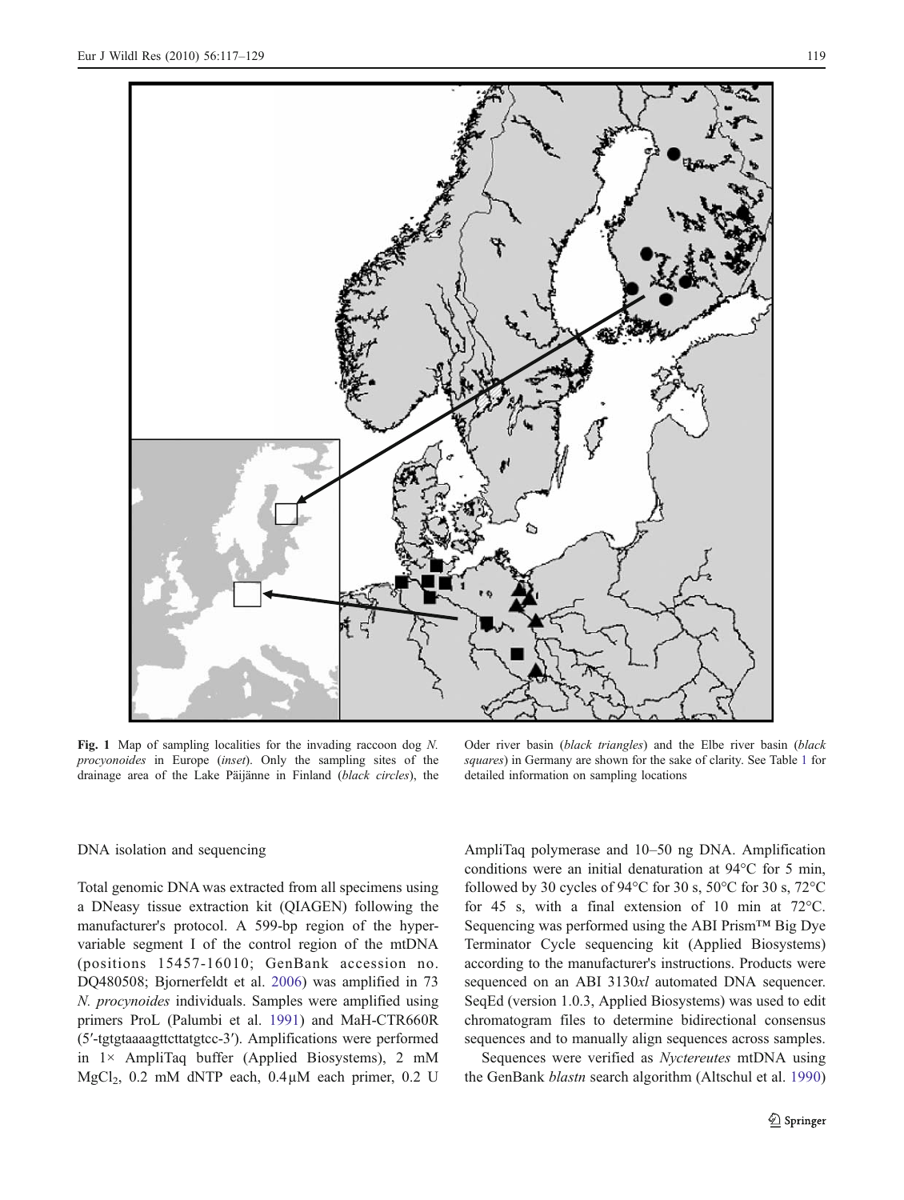Fig. 1 Map of sampling localities for the invading raccoon dog *N. procyonoides* in Europe (*inset*). Only the sampling sites of the drainage area of the Lake Päijänne in Finland (*black circles*), the Oder river basin (*black triangles*) and the Elbe river basin (*black squares*) in Germany are shown for the sake of clarity. See Table 1 for detailed information on sampling locations

DNA isolation and sequencing

Total genomic DNA was extracted from all specimens using a DNeasy tissue extraction kit (QIAGEN) following the manufacturer's protocol. A 599-bp region of the hypervariable segment I of the control region of the mtDNA (positions 15457-16010; GenBank accession no. DQ480508; Bjornerfeldt et al. 2006) was amplified in 73 *N. procynoides* individuals. Samples were amplified using primers ProL (Palumbi et al. 1991) and MaH-CTR660R (5′-tgtgtaaaagttcttatgtcc-3′). Amplifications were performed in 1× AmpliTaq buffer (Applied Biosystems), 2 mM $MgCl_2$, 0.2 mM dNTP each, 0.4 μM each primer, 0.2 U AmpliTaq polymerase and 10–50 ng DNA. Amplification conditions were an initial denaturation at 94°C for 5 min, followed by 30 cycles of 94°C for 30 s, 50°C for 30 s, 72°C for 45 s, with a final extension of 10 min at 72°C. Sequencing was performed using the ABI Prism™ Big Dye Terminator Cycle sequencing kit (Applied Biosystems) according to the manufacturer's instructions. Products were sequenced on an ABI 3130*xl* automated DNA sequencer. SeqEd (version 1.0.3, Applied Biosystems) was used to edit chromatogram files to determine bidirectional consensus sequences and to manually align sequences across samples.

Sequences were verified as *Nyctereutes* mtDNA using the GenBank *blastn* search algorithm (Altschul et al. 1990)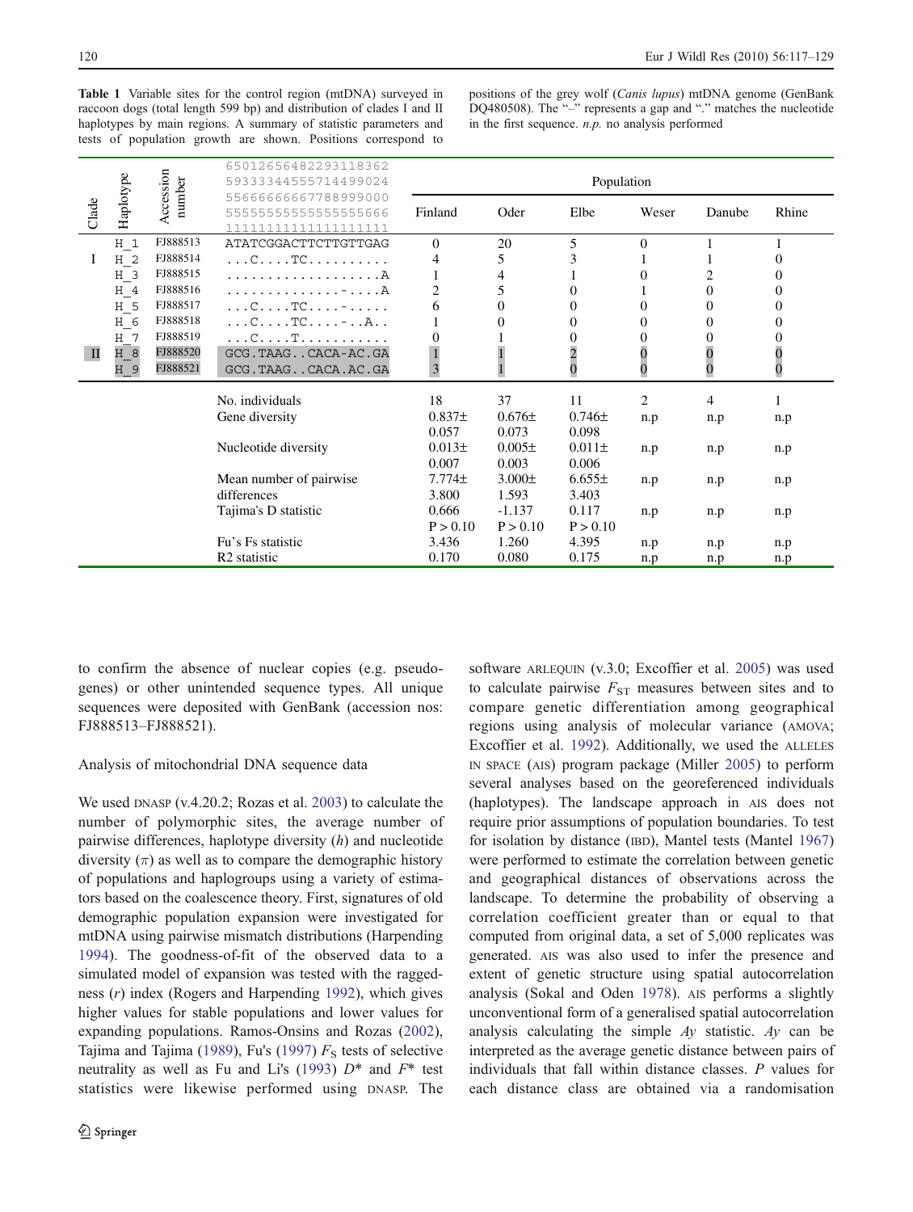**Table 1** Variable sites for the control region (mtDNA) surveyed in raccoon dogs (total length 599 bp) and distribution of clades I and II haplotypes by main regions. A summary of statistic parameters and tests of population growth are shown. Positions correspond to positions of the grey wolf (*Canis lupus*) mtDNA genome (GenBank DQ480508). The "–" represents a gap and "." matches the nucleotide in the first sequence. *n.p.* no analysis performed

| Clade | Haplotype | Accession number | 65012656482293118362<br>59333344555714499024<br>55666666667788999000<br>55555555555555555666<br>11111111111111111111 | Population | | | | | |
|---|---|---|---|---|---|---|---|---|---|
| | | | | Finland | Oder | Elbe | Weser | Danube | Rhine |
| I | H_1 | FJ888513 | ATATCGGACTTCTTGTTGAG | 0 | 20 | 5 | 0 | 1 | 1 |
| | H_2 | FJ888514 | ...C....TC.......... | 4 | 5 | 3 | 1 | 1 | 0 |
| | H_3 | FJ888515 | ...................A | 1 | 4 | 1 | 0 | 2 | 0 |
| | H_4 | FJ888516 | ..............-....A | 2 | 5 | 0 | 1 | 0 | 0 |
| | H_5 | FJ888517 | ...C....TC....-..... | 6 | 0 | 0 | 0 | 0 | 0 |
| | H_6 | FJ888518 | ...C....TC....-..A.. | 1 | 0 | 0 | 0 | 0 | 0 |
| | H_7 | FJ888519 | ...C....T........... | 0 | 1 | 0 | 0 | 0 | 0 |
| II | H_8 | FJ888520 | GCG.TAAG..CACA-AC.GA | 1 | 1 | 2 | 0 | 0 | 0 |
| | H_9 | FJ888521 | GCG.TAAG..CACA.AC.GA | 3 | 1 | 0 | 0 | 0 | 0 |
| | | | No. individuals | 18 | 37 | 11 | 2 | 4 | 1 |
| | | | Gene diversity | 0.837± 0.057 | 0.676± 0.073 | 0.746± 0.098 | n.p | n.p | n.p |
| | | | Nucleotide diversity | 0.013± 0.007 | 0.005± 0.003 | 0.011± 0.006 | n.p | n.p | n.p |
| | | | Mean number of pairwise differences | 7.774± 3.800 | 3.000± 1.593 | 6.655± 3.403 | n.p | n.p | n.p |
| | | | Tajima's D statistic | 0.666 P > 0.10 | -1.137 P > 0.10 | 0.117 P > 0.10 | n.p | n.p | n.p |
| | | | Fu's Fs statistic | 3.436 | 1.260 | 4.395 | n.p | n.p | n.p |
| | | | R2 statistic | 0.170 | 0.080 | 0.175 | n.p | n.p | n.p |

to confirm the absence of nuclear copies (e.g. pseudogenes) or other unintended sequence types. All unique sequences were deposited with GenBank (accession nos: FJ888513–FJ888521).

## Analysis of mitochondrial DNA sequence data

We used DNASP (v.4.20.2; Rozas et al. 2003) to calculate the number of polymorphic sites, the average number of pairwise differences, haplotype diversity ($h$) and nucleotide diversity ($\pi$) as well as to compare the demographic history of populations and haplogroups using a variety of estimators based on the coalescence theory. First, signatures of old demographic population expansion were investigated for mtDNA using pairwise mismatch distributions (Harpending 1994). The goodness-of-fit of the observed data to a simulated model of expansion was tested with the raggedness ($r$) index (Rogers and Harpending 1992), which gives higher values for stable populations and lower values for expanding populations. Ramos-Onsins and Rozas (2002), Tajima and Tajima (1989), Fu's (1997) $F_S$ tests of selective neutrality as well as Fu and Li's (1993) $D^*$ and $F^*$ test statistics were likewise performed using DNASP. The software ARLEQUIN (v.3.0; Excoffier et al. 2005) was used to calculate pairwise $F_{ST}$ measures between sites and to compare genetic differentiation among geographical regions using analysis of molecular variance (AMOVA; Excoffier et al. 1992). Additionally, we used the ALLELES IN SPACE (AIS) program package (Miller 2005) to perform several analyses based on the georeferenced individuals (haplotypes). The landscape approach in AIS does not require prior assumptions of population boundaries. To test for isolation by distance (IBD), Mantel tests (Mantel 1967) were performed to estimate the correlation between genetic and geographical distances of observations across the landscape. To determine the probability of observing a correlation coefficient greater than or equal to that computed from original data, a set of 5,000 replicates was generated. AIS was also used to infer the presence and extent of genetic structure using spatial autocorrelation analysis (Sokal and Oden 1978). AIS performs a slightly unconventional form of a generalised spatial autocorrelation analysis calculating the simple $Ay$ statistic. $Ay$ can be interpreted as the average genetic distance between pairs of individuals that fall within distance classes. $P$ values for each distance class are obtained via a randomisation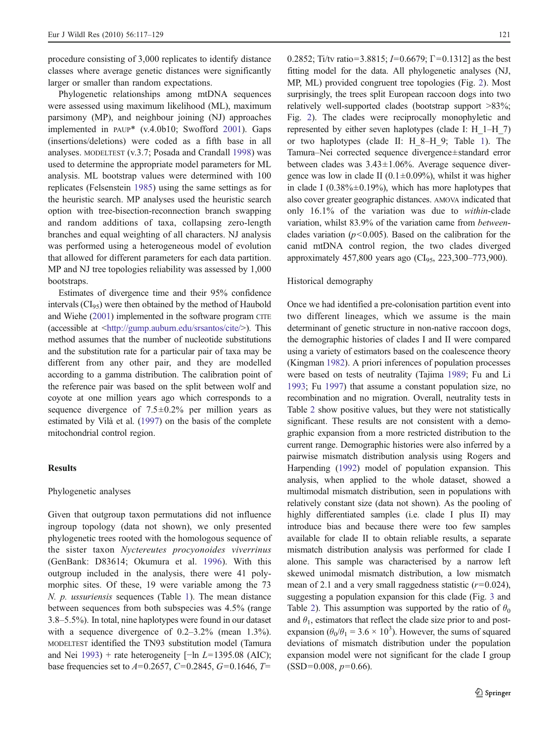procedure consisting of 3,000 replicates to identify distance classes where average genetic distances were significantly larger or smaller than random expectations.

Phylogenetic relationships among mtDNA sequences were assessed using maximum likelihood (ML), maximum parsimony (MP), and neighbour joining (NJ) approaches implemented in PAUP* (v.4.0b10; Swofford 2001). Gaps (insertions/deletions) were coded as a fifth base in all analyses. MODELTEST (v.3.7; Posada and Crandall 1998) was used to determine the appropriate model parameters for ML analysis. ML bootstrap values were determined with 100 replicates (Felsenstein 1985) using the same settings as for the heuristic search. MP analyses used the heuristic search option with tree-bisection-reconnection branch swapping and random additions of taxa, collapsing zero-length branches and equal weighting of all characters. NJ analysis was performed using a heterogeneous model of evolution that allowed for different parameters for each data partition. MP and NJ tree topologies reliability was assessed by 1,000 bootstraps.

Estimates of divergence time and their 95% confidence intervals ($CI_{95}$) were then obtained by the method of Haubold and Wiehe (2001) implemented in the software program CITE (accessible at <http://gump.auburn.edu/srsantos/cite/>). This method assumes that the number of nucleotide substitutions and the substitution rate for a particular pair of taxa may be different from any other pair, and they are modelled according to a gamma distribution. The calibration point of the reference pair was based on the split between wolf and coyote at one million years ago which corresponds to a sequence divergence of 7.5±0.2% per million years as estimated by Vilà et al. (1997) on the basis of the complete mitochondrial control region.

## Results

### Phylogenetic analyses

Given that outgroup taxon permutations did not influence ingroup topology (data not shown), we only presented phylogenetic trees rooted with the homologous sequence of the sister taxon *Nyctereutes procyonoides viverrinus* (GenBank: D83614; Okumura et al. 1996). With this outgroup included in the analysis, there were 41 polymorphic sites. Of these, 19 were variable among the 73 *N. p. ussuriensis* sequences (Table 1). The mean distance between sequences from both subspecies was 4.5% (range 3.8–5.5%). In total, nine haplotypes were found in our dataset with a sequence divergence of 0.2–3.2% (mean 1.3%). MODELTEST identified the TN93 substitution model (Tamura and Nei 1993) + rate heterogeneity [$-\ln L$=1395.08 (AIC); base frequencies set to $A$=0.2657, $C$=0.2845, $G$=0.1646, $T$=0.2852; Ti/tv ratio=3.8815; $I$=0.6679; $\Gamma$=0.1312] as the best fitting model for the data. All phylogenetic analyses (NJ, MP, ML) provided congruent tree topologies (Fig. 2). Most surprisingly, the trees split European raccoon dogs into two relatively well-supported clades (bootstrap support >83%; Fig. 2). The clades were reciprocally monophyletic and represented by either seven haplotypes (clade I: H_1–H_7) or two haplotypes (clade II: H_8–H_9; Table 1). The Tamura–Nei corrected sequence divergence±standard error between clades was 3.43±1.06%. Average sequence divergence was low in clade II (0.1±0.09%), whilst it was higher in clade I (0.38%±0.19%), which has more haplotypes that also cover greater geographic distances. AMOVA indicated that only 16.1% of the variation was due to *within*-clade variation, whilst 83.9% of the variation came from *between*-clades variation ($p$<0.005). Based on the calibration for the canid mtDNA control region, the two clades diverged approximately 457,800 years ago ($CI_{95}$, 223,300–773,900).

### Historical demography

Once we had identified a pre-colonisation partition event into two different lineages, which we assume is the main determinant of genetic structure in non-native raccoon dogs, the demographic histories of clades I and II were compared using a variety of estimators based on the coalescence theory (Kingman 1982). A priori inferences of population processes were based on tests of neutrality (Tajima 1989; Fu and Li 1993; Fu 1997) that assume a constant population size, no recombination and no migration. Overall, neutrality tests in Table 2 show positive values, but they were not statistically significant. These results are not consistent with a demographic expansion from a more restricted distribution to the current range. Demographic histories were also inferred by a pairwise mismatch distribution analysis using Rogers and Harpending (1992) model of population expansion. This analysis, when applied to the whole dataset, showed a multimodal mismatch distribution, seen in populations with relatively constant size (data not shown). As the pooling of highly differentiated samples (i.e. clade I plus II) may introduce bias and because there were too few samples available for clade II to obtain reliable results, a separate mismatch distribution analysis was performed for clade I alone. This sample was characterised by a narrow left skewed unimodal mismatch distribution, a low mismatch mean of 2.1 and a very small raggedness statistic ($r$=0.024), suggesting a population expansion for this clade (Fig. 3 and Table 2). This assumption was supported by the ratio of $\theta_0$ and $\theta_1$, estimators that reflect the clade size prior to and post-expansion ($\theta_0/\theta_1 = 3.6 \times 10^3$). However, the sums of squared deviations of mismatch distribution under the population expansion model were not significant for the clade I group (SSD=0.008, $p$=0.66).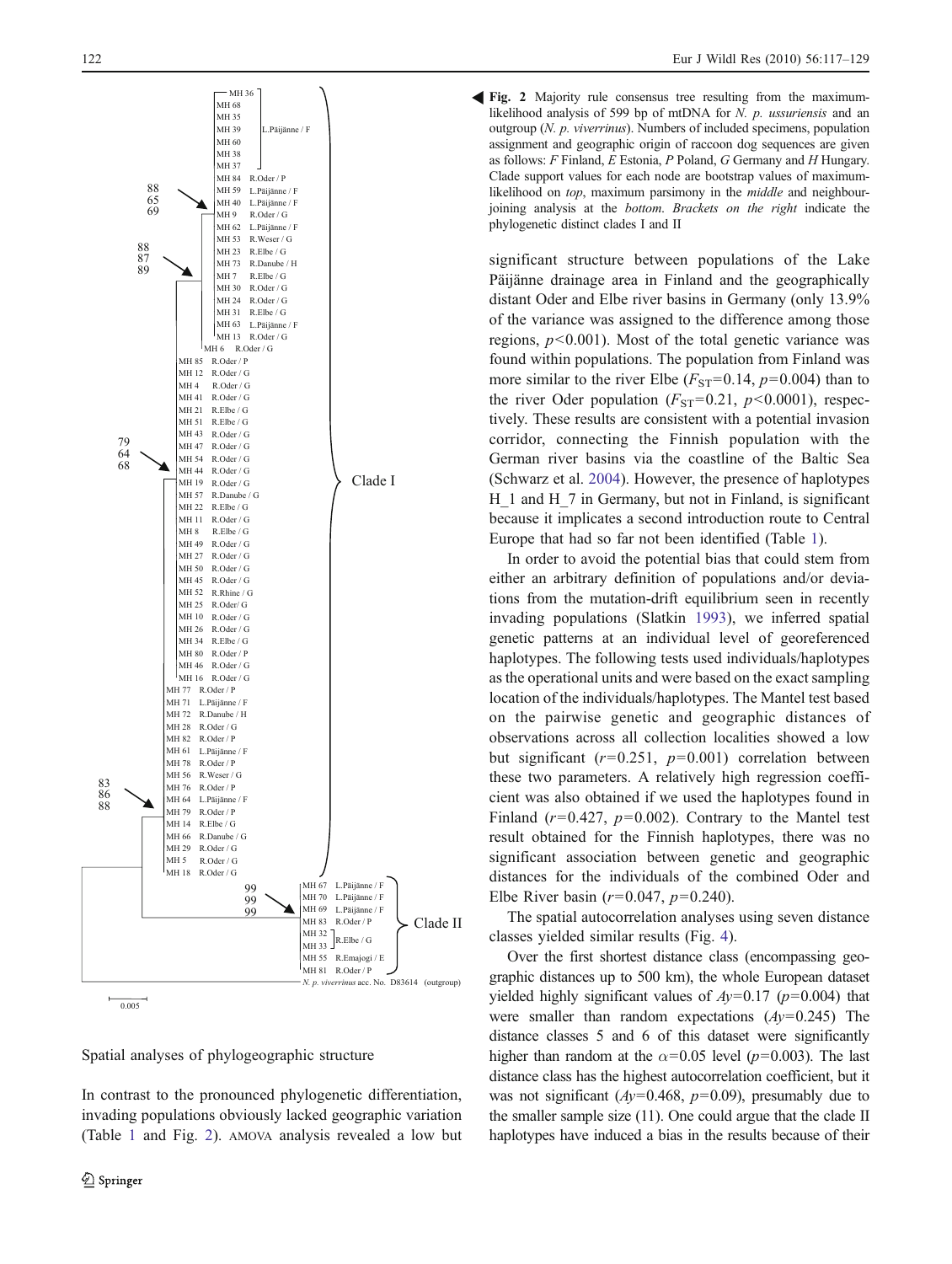**Fig. 2** Majority rule consensus tree resulting from the maximum-likelihood analysis of 599 bp of mtDNA for *N. p. ussuriensis* and an outgroup (*N. p. viverrinus*). Numbers of included specimens, population assignment and geographic origin of raccoon dog sequences are given as follows: *F* Finland, *E* Estonia, *P* Poland, *G* Germany and *H* Hungary. Clade support values for each node are bootstrap values of maximum-likelihood on *top*, maximum parsimony in the *middle* and neighbour-joining analysis at the *bottom*. *Brackets on the right* indicate the phylogenetic distinct clades I and II

## Spatial analyses of phylogeographic structure

In contrast to the pronounced phylogenetic differentiation, invading populations obviously lacked geographic variation (Table 1 and Fig. 2). AMOVA analysis revealed a low but significant structure between populations of the Lake Päijänne drainage area in Finland and the geographically distant Oder and Elbe river basins in Germany (only 13.9% of the variance was assigned to the difference among those regions, $p<0.001$). Most of the total genetic variance was found within populations. The population from Finland was more similar to the river Elbe ($F_{ST}=0.14$, $p=0.004$) than to the river Oder population ($F_{ST}=0.21$, $p<0.0001$), respectively. These results are consistent with a potential invasion corridor, connecting the Finnish population with the German river basins via the coastline of the Baltic Sea (Schwarz et al. 2004). However, the presence of haplotypes H_1 and H_7 in Germany, but not in Finland, is significant because it implicates a second introduction route to Central Europe that had so far not been identified (Table 1).

In order to avoid the potential bias that could stem from either an arbitrary definition of populations and/or deviations from the mutation-drift equilibrium seen in recently invading populations (Slatkin 1993), we inferred spatial genetic patterns at an individual level of georeferenced haplotypes. The following tests used individuals/haplotypes as the operational units and were based on the exact sampling location of the individuals/haplotypes. The Mantel test based on the pairwise genetic and geographic distances of observations across all collection localities showed a low but significant ($r=0.251$, $p=0.001$) correlation between these two parameters. A relatively high regression coefficient was also obtained if we used the haplotypes found in Finland ($r=0.427$, $p=0.002$). Contrary to the Mantel test result obtained for the Finnish haplotypes, there was no significant association between genetic and geographic distances for the individuals of the combined Oder and Elbe River basin ($r=0.047$, $p=0.240$).

The spatial autocorrelation analyses using seven distance classes yielded similar results (Fig. 4).

Over the first shortest distance class (encompassing geographic distances up to 500 km), the whole European dataset yielded highly significant values of $Ay=0.17$ ($p=0.004$) that were smaller than random expectations ($Ay=0.245$) The distance classes 5 and 6 of this dataset were significantly higher than random at the $\alpha=0.05$ level ($p=0.003$). The last distance class has the highest autocorrelation coefficient, but it was not significant ($Ay=0.468$, $p=0.09$), presumably due to the smaller sample size (11). One could argue that the clade II haplotypes have induced a bias in the results because of their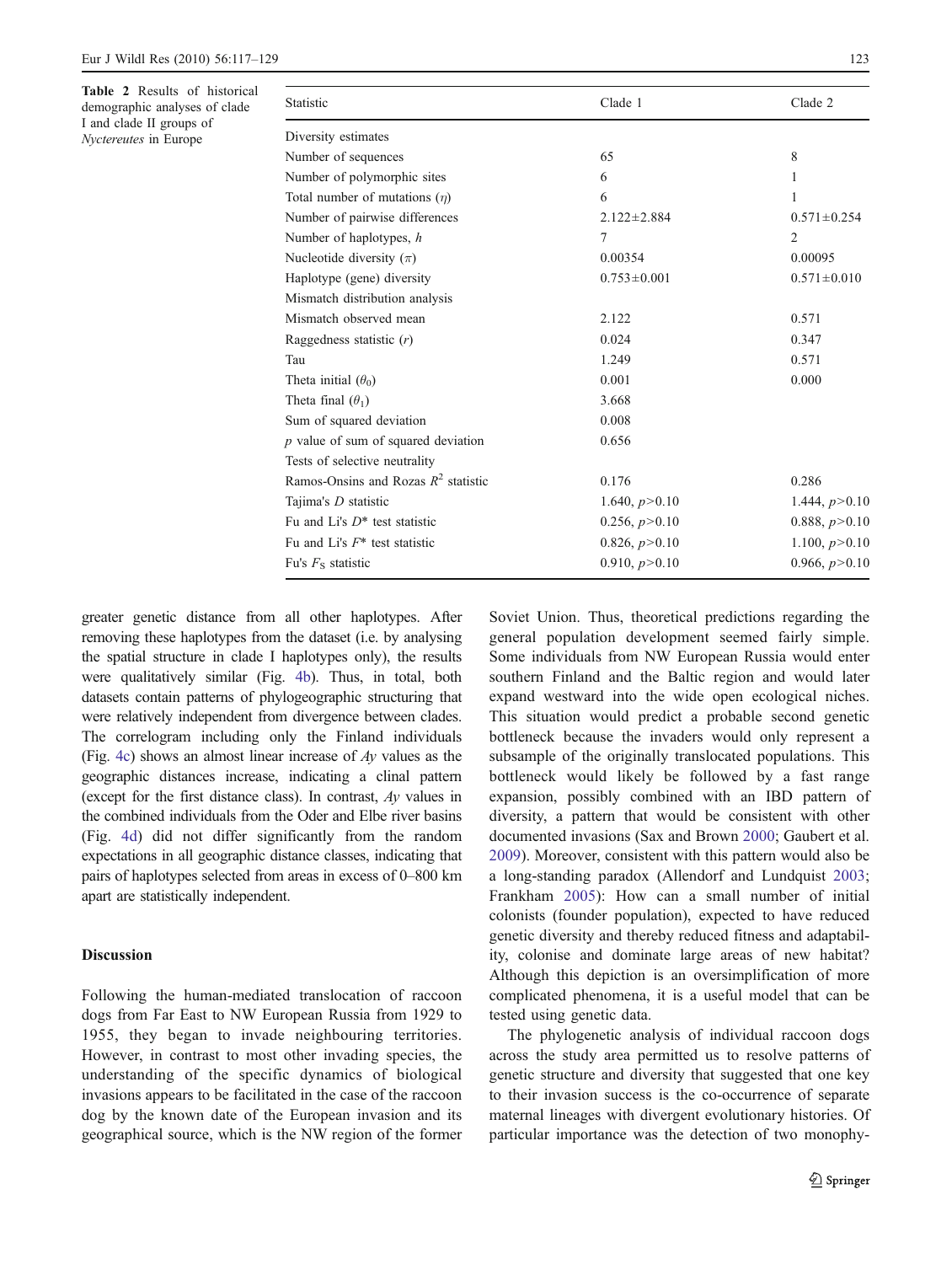**Table 2** Results of historical demographic analyses of clade I and clade II groups of *Nyctereutes* in Europe

| Statistic | Clade 1 | Clade 2 |
|---|---|---|
| Diversity estimates | | |
| Number of sequences | 65 | 8 |
| Number of polymorphic sites | 6 | 1 |
| Total number of mutations ($\eta$) | 6 | 1 |
| Number of pairwise differences | 2.122±2.884 | 0.571±0.254 |
| Number of haplotypes, $h$ | 7 | 2 |
| Nucleotide diversity ($\pi$) | 0.00354 | 0.00095 |
| Haplotype (gene) diversity | 0.753±0.001 | 0.571±0.010 |
| Mismatch distribution analysis | | |
| Mismatch observed mean | 2.122 | 0.571 |
| Raggedness statistic ($r$) | 0.024 | 0.347 |
| Tau | 1.249 | 0.571 |
| Theta initial ($\theta_0$) | 0.001 | 0.000 |
| Theta final ($\theta_1$) | 3.668 | |
| Sum of squared deviation | 0.008 | |
| $p$ value of sum of squared deviation | 0.656 | |
| Tests of selective neutrality | | |
| Ramos-Onsins and Rozas $R^2$ statistic | 0.176 | 0.286 |
| Tajima's $D$ statistic | 1.640, $p>0.10$ | 1.444, $p>0.10$ |
| Fu and Li's $D$* test statistic | 0.256, $p>0.10$ | 0.888, $p>0.10$ |
| Fu and Li's $F$* test statistic | 0.826, $p>0.10$ | 1.100, $p>0.10$ |
| Fu's $F_S$ statistic | 0.910, $p>0.10$ | 0.966, $p>0.10$ |

greater genetic distance from all other haplotypes. After removing these haplotypes from the dataset (i.e. by analysing the spatial structure in clade I haplotypes only), the results were qualitatively similar (Fig. 4b). Thus, in total, both datasets contain patterns of phylogeographic structuring that were relatively independent from divergence between clades. The correlogram including only the Finland individuals (Fig. 4c) shows an almost linear increase of *Ay* values as the geographic distances increase, indicating a clinal pattern (except for the first distance class). In contrast, *Ay* values in the combined individuals from the Oder and Elbe river basins (Fig. 4d) did not differ significantly from the random expectations in all geographic distance classes, indicating that pairs of haplotypes selected from areas in excess of 0–800 km apart are statistically independent.

## Discussion

Following the human-mediated translocation of raccoon dogs from Far East to NW European Russia from 1929 to 1955, they began to invade neighbouring territories. However, in contrast to most other invading species, the understanding of the specific dynamics of biological invasions appears to be facilitated in the case of the raccoon dog by the known date of the European invasion and its geographical source, which is the NW region of the former Soviet Union. Thus, theoretical predictions regarding the general population development seemed fairly simple. Some individuals from NW European Russia would enter southern Finland and the Baltic region and would later expand westward into the wide open ecological niches. This situation would predict a probable second genetic bottleneck because the invaders would only represent a subsample of the originally translocated populations. This bottleneck would likely be followed by a fast range expansion, possibly combined with an IBD pattern of diversity, a pattern that would be consistent with other documented invasions (Sax and Brown 2000; Gaubert et al. 2009). Moreover, consistent with this pattern would also be a long-standing paradox (Allendorf and Lundquist 2003; Frankham 2005): How can a small number of initial colonists (founder population), expected to have reduced genetic diversity and thereby reduced fitness and adaptability, colonise and dominate large areas of new habitat? Although this depiction is an oversimplification of more complicated phenomena, it is a useful model that can be tested using genetic data.

The phylogenetic analysis of individual raccoon dogs across the study area permitted us to resolve patterns of genetic structure and diversity that suggested that one key to their invasion success is the co-occurrence of separate maternal lineages with divergent evolutionary histories. Of particular importance was the detection of two monophy-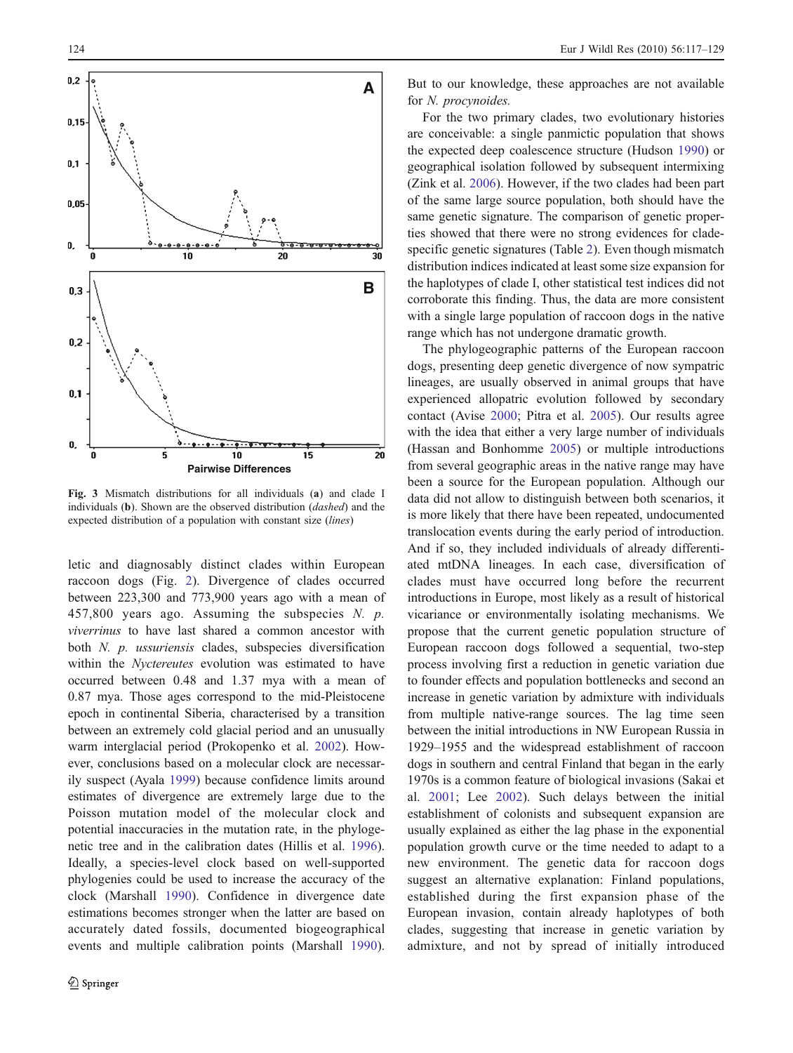Fig. 3 Mismatch distributions for all individuals (**a**) and clade I individuals (**b**). Shown are the observed distribution (*dashed*) and the expected distribution of a population with constant size (*lines*)

letic and diagnosably distinct clades within European raccoon dogs (Fig. 2). Divergence of clades occurred between 223,300 and 773,900 years ago with a mean of 457,800 years ago. Assuming the subspecies *N. p. viverrinus* to have last shared a common ancestor with both *N. p. ussuriensis* clades, subspecies diversification within the *Nyctereutes* evolution was estimated to have occurred between 0.48 and 1.37 mya with a mean of 0.87 mya. Those ages correspond to the mid-Pleistocene epoch in continental Siberia, characterised by a transition between an extremely cold glacial period and an unusually warm interglacial period (Prokopenko et al. 2002). However, conclusions based on a molecular clock are necessarily suspect (Ayala 1999) because confidence limits around estimates of divergence are extremely large due to the Poisson mutation model of the molecular clock and potential inaccuracies in the mutation rate, in the phylogenetic tree and in the calibration dates (Hillis et al. 1996). Ideally, a species-level clock based on well-supported phylogenies could be used to increase the accuracy of the clock (Marshall 1990). Confidence in divergence date estimations becomes stronger when the latter are based on accurately dated fossils, documented biogeographical events and multiple calibration points (Marshall 1990). But to our knowledge, these approaches are not available for *N. procynoides.*

For the two primary clades, two evolutionary histories are conceivable: a single panmictic population that shows the expected deep coalescence structure (Hudson 1990) or geographical isolation followed by subsequent intermixing (Zink et al. 2006). However, if the two clades had been part of the same large source population, both should have the same genetic signature. The comparison of genetic properties showed that there were no strong evidences for clade-specific genetic signatures (Table 2). Even though mismatch distribution indices indicated at least some size expansion for the haplotypes of clade I, other statistical test indices did not corroborate this finding. Thus, the data are more consistent with a single large population of raccoon dogs in the native range which has not undergone dramatic growth.

The phylogeographic patterns of the European raccoon dogs, presenting deep genetic divergence of now sympatric lineages, are usually observed in animal groups that have experienced allopatric evolution followed by secondary contact (Avise 2000; Pitra et al. 2005). Our results agree with the idea that either a very large number of individuals (Hassan and Bonhomme 2005) or multiple introductions from several geographic areas in the native range may have been a source for the European population. Although our data did not allow to distinguish between both scenarios, it is more likely that there have been repeated, undocumented translocation events during the early period of introduction. And if so, they included individuals of already differentiated mtDNA lineages. In each case, diversification of clades must have occurred long before the recurrent introductions in Europe, most likely as a result of historical vicariance or environmentally isolating mechanisms. We propose that the current genetic population structure of European raccoon dogs followed a sequential, two-step process involving first a reduction in genetic variation due to founder effects and population bottlenecks and second an increase in genetic variation by admixture with individuals from multiple native-range sources. The lag time seen between the initial introductions in NW European Russia in 1929–1955 and the widespread establishment of raccoon dogs in southern and central Finland that began in the early 1970s is a common feature of biological invasions (Sakai et al. 2001; Lee 2002). Such delays between the initial establishment of colonists and subsequent expansion are usually explained as either the lag phase in the exponential population growth curve or the time needed to adapt to a new environment. The genetic data for raccoon dogs suggest an alternative explanation: Finland populations, established during the first expansion phase of the European invasion, contain already haplotypes of both clades, suggesting that increase in genetic variation by admixture, and not by spread of initially introduced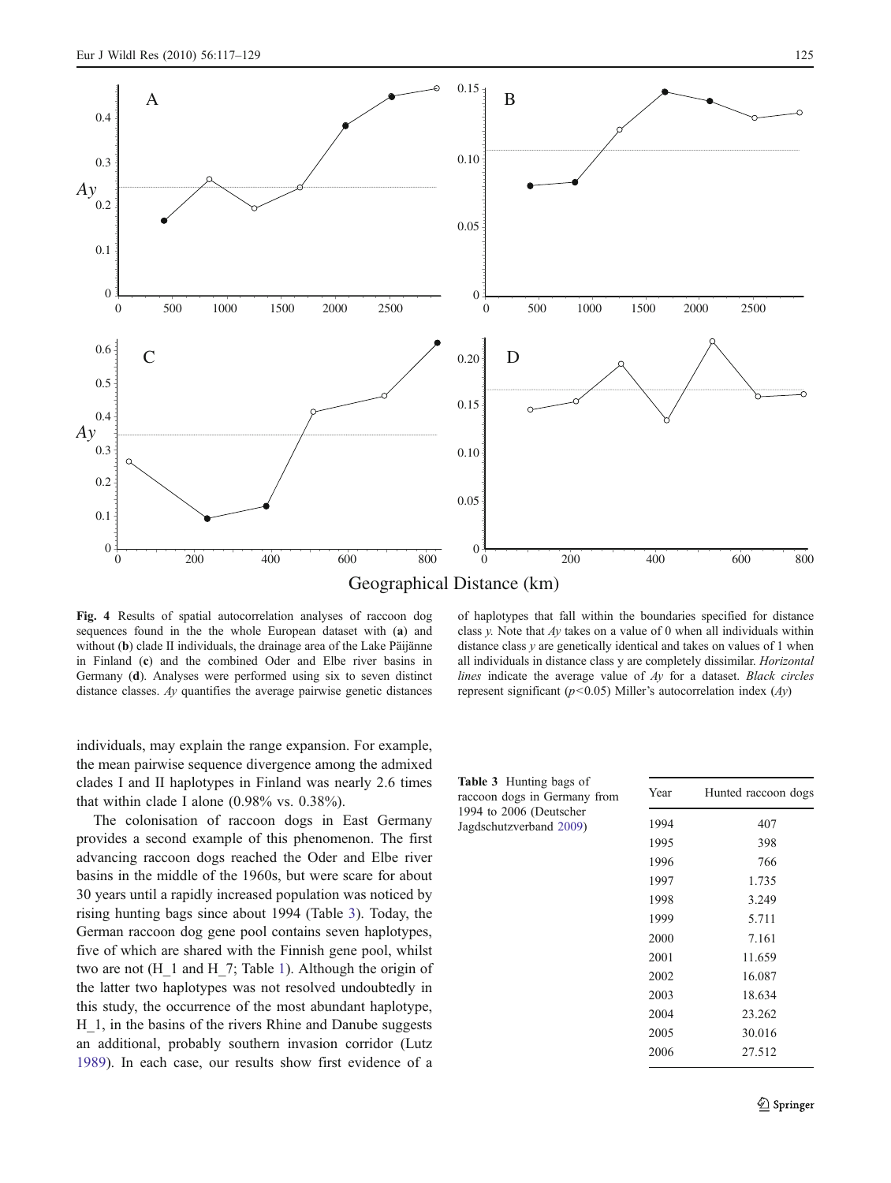Fig. 4 Results of spatial autocorrelation analyses of raccoon dog sequences found in the the whole European dataset with (**a**) and without (**b**) clade II individuals, the drainage area of the Lake Päijänne in Finland (**c**) and the combined Oder and Elbe river basins in Germany (**d**). Analyses were performed using six to seven distinct distance classes. *Ay* quantifies the average pairwise genetic distances of haplotypes that fall within the boundaries specified for distance class *y*. Note that *Ay* takes on a value of 0 when all individuals within distance class *y* are genetically identical and takes on values of 1 when all individuals in distance class y are completely dissimilar. *Horizontal lines* indicate the average value of *Ay* for a dataset. *Black circles* represent significant ($p<0.05$) Miller's autocorrelation index (*Ay*)

individuals, may explain the range expansion. For example, the mean pairwise sequence divergence among the admixed clades I and II haplotypes in Finland was nearly 2.6 times that within clade I alone (0.98% vs. 0.38%).

The colonisation of raccoon dogs in East Germany provides a second example of this phenomenon. The first advancing raccoon dogs reached the Oder and Elbe river basins in the middle of the 1960s, but were scare for about 30 years until a rapidly increased population was noticed by rising hunting bags since about 1994 (Table 3). Today, the German raccoon dog gene pool contains seven haplotypes, five of which are shared with the Finnish gene pool, whilst two are not (H_1 and H_7; Table 1). Although the origin of the latter two haplotypes was not resolved undoubtedly in this study, the occurrence of the most abundant haplotype, H_1, in the basins of the rivers Rhine and Danube suggests an additional, probably southern invasion corridor (Lutz 1989). In each case, our results show first evidence of a

**Table 3** Hunting bags of raccoon dogs in Germany from 1994 to 2006 (Deutscher Jagdschutzverband 2009)

| Year | Hunted raccoon dogs |
|---|---|
| 1994 | 407 |
| 1995 | 398 |
| 1996 | 766 |
| 1997 | 1.735 |
| 1998 | 3.249 |
| 1999 | 5.711 |
| 2000 | 7.161 |
| 2001 | 11.659 |
| 2002 | 16.087 |
| 2003 | 18.634 |
| 2004 | 23.262 |
| 2005 | 30.016 |
| 2006 | 27.512 |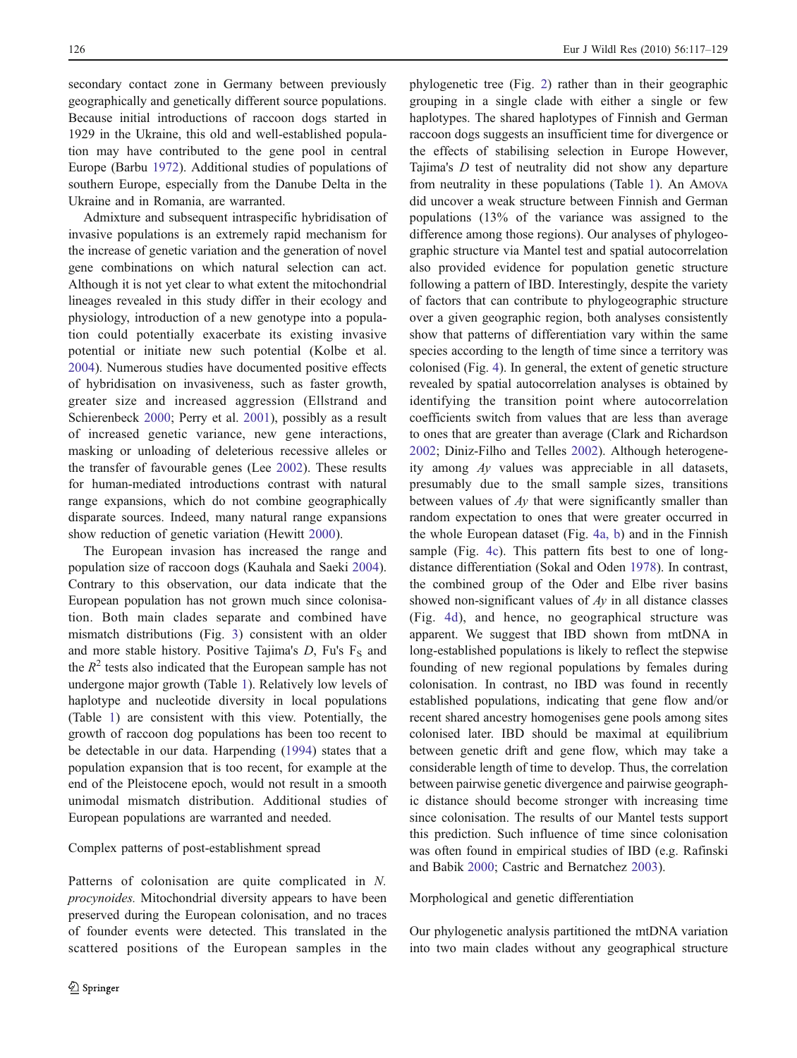secondary contact zone in Germany between previously geographically and genetically different source populations. Because initial introductions of raccoon dogs started in 1929 in the Ukraine, this old and well-established population may have contributed to the gene pool in central Europe (Barbu 1972). Additional studies of populations of southern Europe, especially from the Danube Delta in the Ukraine and in Romania, are warranted.

Admixture and subsequent intraspecific hybridisation of invasive populations is an extremely rapid mechanism for the increase of genetic variation and the generation of novel gene combinations on which natural selection can act. Although it is not yet clear to what extent the mitochondrial lineages revealed in this study differ in their ecology and physiology, introduction of a new genotype into a population could potentially exacerbate its existing invasive potential or initiate new such potential (Kolbe et al. 2004). Numerous studies have documented positive effects of hybridisation on invasiveness, such as faster growth, greater size and increased aggression (Ellstrand and Schierenbeck 2000; Perry et al. 2001), possibly as a result of increased genetic variance, new gene interactions, masking or unloading of deleterious recessive alleles or the transfer of favourable genes (Lee 2002). These results for human-mediated introductions contrast with natural range expansions, which do not combine geographically disparate sources. Indeed, many natural range expansions show reduction of genetic variation (Hewitt 2000).

The European invasion has increased the range and population size of raccoon dogs (Kauhala and Saeki 2004). Contrary to this observation, our data indicate that the European population has not grown much since colonisation. Both main clades separate and combined have mismatch distributions (Fig. 3) consistent with an older and more stable history. Positive Tajima's $D$, Fu's $F_S$ and the $R^2$ tests also indicated that the European sample has not undergone major growth (Table 1). Relatively low levels of haplotype and nucleotide diversity in local populations (Table 1) are consistent with this view. Potentially, the growth of raccoon dog populations has been too recent to be detectable in our data. Harpending (1994) states that a population expansion that is too recent, for example at the end of the Pleistocene epoch, would not result in a smooth unimodal mismatch distribution. Additional studies of European populations are warranted and needed.

## Complex patterns of post-establishment spread

Patterns of colonisation are quite complicated in *N. procynoides.* Mitochondrial diversity appears to have been preserved during the European colonisation, and no traces of founder events were detected. This translated in the scattered positions of the European samples in the phylogenetic tree (Fig. 2) rather than in their geographic grouping in a single clade with either a single or few haplotypes. The shared haplotypes of Finnish and German raccoon dogs suggests an insufficient time for divergence or the effects of stabilising selection in Europe However, Tajima's $D$ test of neutrality did not show any departure from neutrality in these populations (Table 1). An AMOVA did uncover a weak structure between Finnish and German populations (13% of the variance was assigned to the difference among those regions). Our analyses of phylogeographic structure via Mantel test and spatial autocorrelation also provided evidence for population genetic structure following a pattern of IBD. Interestingly, despite the variety of factors that can contribute to phylogeographic structure over a given geographic region, both analyses consistently show that patterns of differentiation vary within the same species according to the length of time since a territory was colonised (Fig. 4). In general, the extent of genetic structure revealed by spatial autocorrelation analyses is obtained by identifying the transition point where autocorrelation coefficients switch from values that are less than average to ones that are greater than average (Clark and Richardson 2002; Diniz-Filho and Telles 2002). Although heterogeneity among $Ay$ values was appreciable in all datasets, presumably due to the small sample sizes, transitions between values of $Ay$ that were significantly smaller than random expectation to ones that were greater occurred in the whole European dataset (Fig. 4a, b) and in the Finnish sample (Fig. 4c). This pattern fits best to one of long-distance differentiation (Sokal and Oden 1978). In contrast, the combined group of the Oder and Elbe river basins showed non-significant values of $Ay$ in all distance classes (Fig. 4d), and hence, no geographical structure was apparent. We suggest that IBD shown from mtDNA in long-established populations is likely to reflect the stepwise founding of new regional populations by females during colonisation. In contrast, no IBD was found in recently established populations, indicating that gene flow and/or recent shared ancestry homogenises gene pools among sites colonised later. IBD should be maximal at equilibrium between genetic drift and gene flow, which may take a considerable length of time to develop. Thus, the correlation between pairwise genetic divergence and pairwise geographic distance should become stronger with increasing time since colonisation. The results of our Mantel tests support this prediction. Such influence of time since colonisation was often found in empirical studies of IBD (e.g. Rafinski and Babik 2000; Castric and Bernatchez 2003).

## Morphological and genetic differentiation

Our phylogenetic analysis partitioned the mtDNA variation into two main clades without any geographical structure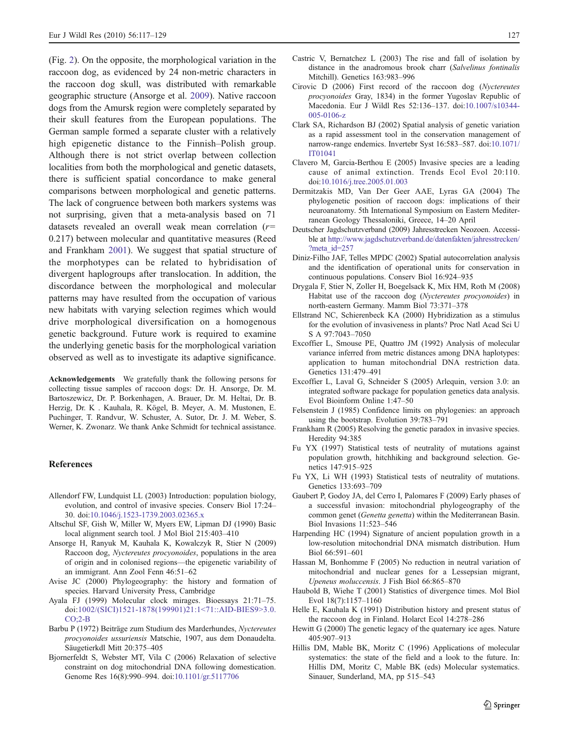(Fig. 2). On the opposite, the morphological variation in the raccoon dog, as evidenced by 24 non-metric characters in the raccoon dog skull, was distributed with remarkable geographic structure (Ansorge et al. 2009). Native raccoon dogs from the Amursk region were completely separated by their skull features from the European populations. The German sample formed a separate cluster with a relatively high epigenetic distance to the Finnish–Polish group. Although there is not strict overlap between collection localities from both the morphological and genetic datasets, there is sufficient spatial concordance to make general comparisons between morphological and genetic patterns. The lack of congruence between both markers systems was not surprising, given that a meta-analysis based on 71 datasets revealed an overall weak mean correlation ($r$= 0.217) between molecular and quantitative measures (Reed and Frankham 2001). We suggest that spatial structure of the morphotypes can be related to hybridisation of divergent haplogroups after translocation. In addition, the discordance between the morphological and molecular patterns may have resulted from the occupation of various new habitats with varying selection regimes which would drive morphological diversification on a homogenous genetic background. Future work is required to examine the underlying genetic basis for the morphological variation observed as well as to investigate its adaptive significance.

**Acknowledgements** We gratefully thank the following persons for collecting tissue samples of raccoon dogs: Dr. H. Ansorge, Dr. M. Bartoszewicz, Dr. P. Borkenhagen, A. Brauer, Dr. M. Heltai, Dr. B. Herzig, Dr. K . Kauhala, R. Kögel, B. Meyer, A. M. Mustonen, E. Puchinger, T. Randvur, W. Schuster, A. Sutor, Dr. J. M. Weber, S. Werner, K. Zwonarz. We thank Anke Schmidt for technical assistance.

## References

Allendorf FW, Lundquist LL (2003) Introduction: population biology, evolution, and control of invasive species. Conserv Biol 17:24–30. doi:10.1046/j.1523-1739.2003.02365.x

Altschul SF, Gish W, Miller W, Myers EW, Lipman DJ (1990) Basic local alignment search tool. J Mol Biol 215:403–410

Ansorge H, Ranyuk M, Kauhala K, Kowalczyk R, Stier N (2009) Raccoon dog, *Nyctereutes procyonoides*, populations in the area of origin and in colonised regions—the epigenetic variability of an immigrant. Ann Zool Fenn 46:51–62

Avise JC (2000) Phylogeography: the history and formation of species. Harvard University Press, Cambridge

Ayala FJ (1999) Molecular clock mirages. Bioessays 21:71–75. doi:1002/(SICI)1521-1878(199901)21:1<71::AID-BIES9>3.0.CO;2-B

Barbu P (1972) Beiträge zum Studium des Marderhundes, *Nyctereutes procyonoides ussuriensis* Matschie, 1907, aus dem Donaudelta. Säugetierkdl Mitt 20:375–405

Bjornerfeldt S, Webster MT, Vila C (2006) Relaxation of selective constraint on dog mitochondrial DNA following domestication. Genome Res 16(8):990–994. doi:10.1101/gr.5117706

Castric V, Bernatchez L (2003) The rise and fall of isolation by distance in the anadromous brook charr (*Salvelinus fontinalis* Mitchill). Genetics 163:983–996

Cirovic D (2006) First record of the raccoon dog (*Nyctereutes procyonoides* Gray, 1834) in the former Yugoslav Republic of Macedonia. Eur J Wildl Res 52:136–137. doi:10.1007/s10344-005-0106-z

Clark SA, Richardson BJ (2002) Spatial analysis of genetic variation as a rapid assessment tool in the conservation management of narrow-range endemics. Invertebr Syst 16:583–587. doi:10.1071/IT01041

Clavero M, Garcia-Berthou E (2005) Invasive species are a leading cause of animal extinction. Trends Ecol Evol 20:110. doi:10.1016/j.tree.2005.01.003

Dermitzakis MD, Van Der Geer AAE, Lyras GA (2004) The phylogenetic position of raccoon dogs: implications of their neuroanatomy. 5th International Symposium on Eastern Mediterranean Geology Thessaloniki, Greece, 14–20 April

Deutscher Jagdschutzverband (2009) Jahresstrecken Neozoen. Accessible at http://www.jagdschutzverband.de/datenfakten/jahresstrecken/?meta_id=257

Diniz-Filho JAF, Telles MPDC (2002) Spatial autocorrelation analysis and the identification of operational units for conservation in continuous populations. Conserv Biol 16:924–935

Drygala F, Stier N, Zoller H, Boegelsack K, Mix HM, Roth M (2008) Habitat use of the raccoon dog (*Nyctereutes procyonoides*) in north-eastern Germany. Mamm Biol 73:371–378

Ellstrand NC, Schierenbeck KA (2000) Hybridization as a stimulus for the evolution of invasiveness in plants? Proc Natl Acad Sci U S A 97:7043–7050

Excoffier L, Smouse PE, Quattro JM (1992) Analysis of molecular variance inferred from metric distances among DNA haplotypes: application to human mitochondrial DNA restriction data. Genetics 131:479–491

Excoffier L, Laval G, Schneider S (2005) Arlequin, version 3.0: an integrated software package for population genetics data analysis. Evol Bioinform Online 1:47–50

Felsenstein J (1985) Confidence limits on phylogenies: an approach using the bootstrap. Evolution 39:783–791

Frankham R (2005) Resolving the genetic paradox in invasive species. Heredity 94:385

Fu YX (1997) Statistical tests of neutrality of mutations against population growth, hitchhiking and background selection. Genetics 147:915–925

Fu YX, Li WH (1993) Statistical tests of neutrality of mutations. Genetics 133:693–709

Gaubert P, Godoy JA, del Cerro I, Palomares F (2009) Early phases of a successful invasion: mitochondrial phylogeography of the common genet (*Genetta genetta*) within the Mediterranean Basin. Biol Invasions 11:523–546

Harpending HC (1994) Signature of ancient population growth in a low-resolution mitochondrial DNA mismatch distribution. Hum Biol 66:591–601

Hassan M, Bonhomme F (2005) No reduction in neutral variation of mitochondrial and nuclear genes for a Lessepsian migrant, *Upeneus moluccensis*. J Fish Biol 66:865–870

Haubold B, Wiehe T (2001) Statistics of divergence times. Mol Biol Evol 18(7):1157–1160

Helle E, Kauhala K (1991) Distribution history and present status of the raccoon dog in Finland. Holarct Ecol 14:278–286

Hewitt G (2000) The genetic legacy of the quaternary ice ages. Nature 405:907–913

Hillis DM, Mable BK, Moritz C (1996) Applications of molecular systematics: the state of the field and a look to the future. In: Hillis DM, Moritz C, Mable BK (eds) Molecular systematics. Sinauer, Sunderland, MA, pp 515–543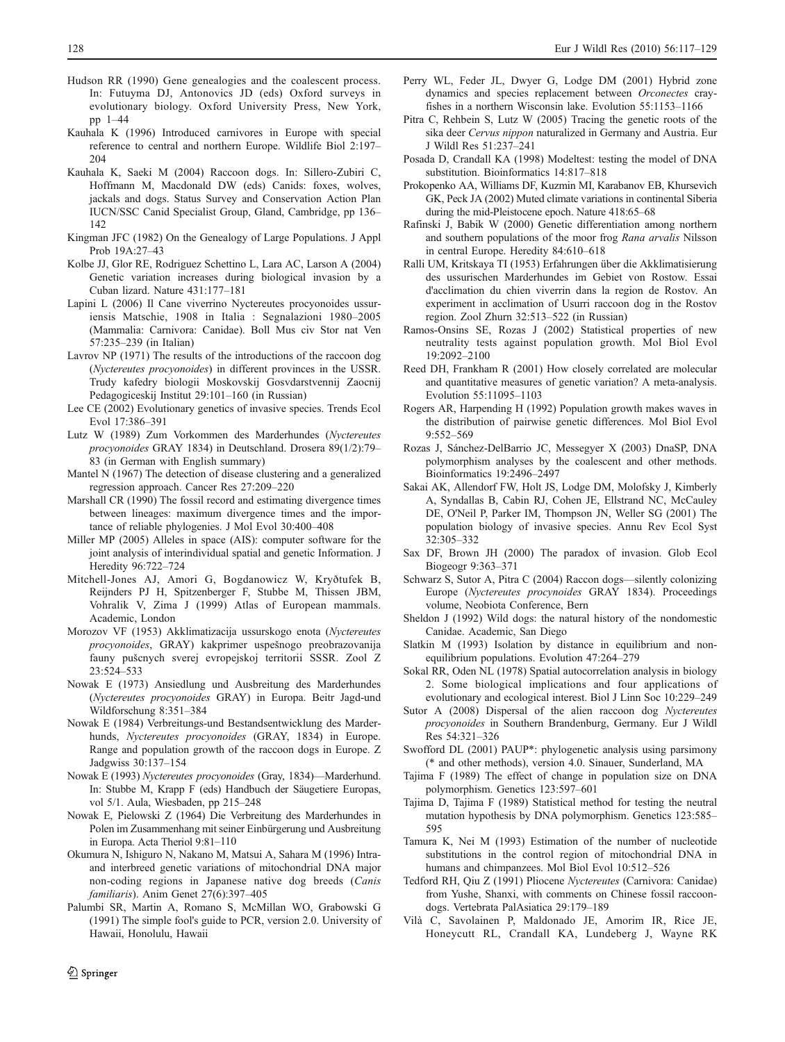Hudson RR (1990) Gene genealogies and the coalescent process. In: Futuyma DJ, Antonovics JD (eds) Oxford surveys in evolutionary biology. Oxford University Press, New York, pp 1–44

Kauhala K (1996) Introduced carnivores in Europe with special reference to central and northern Europe. Wildlife Biol 2:197–204

Kauhala K, Saeki M (2004) Raccoon dogs. In: Sillero-Zubiri C, Hoffmann M, Macdonald DW (eds) Canids: foxes, wolves, jackals and dogs. Status Survey and Conservation Action Plan IUCN/SSC Canid Specialist Group, Gland, Cambridge, pp 136–142

Kingman JFC (1982) On the Genealogy of Large Populations. J Appl Prob 19A:27–43

Kolbe JJ, Glor RE, Rodriguez Schettino L, Lara AC, Larson A (2004) Genetic variation increases during biological invasion by a Cuban lizard. Nature 431:177–181

Lapini L (2006) Il Cane viverrino Nyctereutes procyonoides ussuriensis Matschie, 1908 in Italia : Segnalazioni 1980–2005 (Mammalia: Carnivora: Canidae). Boll Mus civ Stor nat Ven 57:235–239 (in Italian)

Lavrov NP (1971) The results of the introductions of the raccoon dog (*Nyctereutes procyonoides*) in different provinces in the USSR. Trudy kafedry biologii Moskovskij Gosvdarstvennij Zaocnij Pedagogiceskij Institut 29:101–160 (in Russian)

Lee CE (2002) Evolutionary genetics of invasive species. Trends Ecol Evol 17:386–391

Lutz W (1989) Zum Vorkommen des Marderhundes (*Nyctereutes procyonoides* GRAY 1834) in Deutschland. Drosera 89(1/2):79–83 (in German with English summary)

Mantel N (1967) The detection of disease clustering and a generalized regression approach. Cancer Res 27:209–220

Marshall CR (1990) The fossil record and estimating divergence times between lineages: maximum divergence times and the importance of reliable phylogenies. J Mol Evol 30:400–408

Miller MP (2005) Alleles in space (AIS): computer software for the joint analysis of interindividual spatial and genetic Information. J Heredity 96:722–724

Mitchell-Jones AJ, Amori G, Bogdanowicz W, Kryðtufek B, Reijnders PJ H, Spitzenberger F, Stubbe M, Thissen JBM, Vohralik V, Zima J (1999) Atlas of European mammals. Academic, London

Morozov VF (1953) Akklimatizacija ussurskogo enota (*Nyctereutes procyonoides*, GRAY) kakprimer uspešnogo preobrazovanija fauny pušcnych sverej evropejskoj territorii SSSR. Zool Z 23:524–533

Nowak E (1973) Ansiedlung und Ausbreitung des Marderhundes (*Nyctereutes procyonoides* GRAY) in Europa. Beitr Jagd-und Wildforschung 8:351–384

Nowak E (1984) Verbreitungs-und Bestandsentwicklung des Marderhunds, *Nyctereutes procyonoides* (GRAY, 1834) in Europe. Range and population growth of the raccoon dogs in Europe. Z Jadgwiss 30:137–154

Nowak E (1993) *Nyctereutes procyonoides* (Gray, 1834)—Marderhund. In: Stubbe M, Krapp F (eds) Handbuch der Säugetiere Europas, vol 5/1. Aula, Wiesbaden, pp 215–248

Nowak E, Pielowski Z (1964) Die Verbreitung des Marderhundes in Polen im Zusammenhang mit seiner Einbürgerung und Ausbreitung in Europa. Acta Theriol 9:81–110

Okumura N, Ishiguro N, Nakano M, Matsui A, Sahara M (1996) Intra- and interbreed genetic variations of mitochondrial DNA major non-coding regions in Japanese native dog breeds (*Canis familiaris*). Anim Genet 27(6):397–405

Palumbi SR, Martin A, Romano S, McMillan WO, Grabowski G (1991) The simple fool's guide to PCR, version 2.0. University of Hawaii, Honolulu, Hawaii

Perry WL, Feder JL, Dwyer G, Lodge DM (2001) Hybrid zone dynamics and species replacement between *Orconectes* crayfishes in a northern Wisconsin lake. Evolution 55:1153–1166

Pitra C, Rehbein S, Lutz W (2005) Tracing the genetic roots of the sika deer *Cervus nippon* naturalized in Germany and Austria. Eur J Wildl Res 51:237–241

Posada D, Crandall KA (1998) Modeltest: testing the model of DNA substitution. Bioinformatics 14:817–818

Prokopenko AA, Williams DF, Kuzmin MI, Karabanov EB, Khursevich GK, Peck JA (2002) Muted climate variations in continental Siberia during the mid-Pleistocene epoch. Nature 418:65–68

Rafinski J, Babik W (2000) Genetic differentiation among northern and southern populations of the moor frog *Rana arvalis* Nilsson in central Europe. Heredity 84:610–618

Ralli UM, Kritskaya TI (1953) Erfahrungen über die Akklimatisierung des ussurischen Marderhundes im Gebiet von Rostow. Essai d'acclimation du chien viverrin dans la region de Rostov. An experiment in acclimation of Usurri raccoon dog in the Rostov region. Zool Zhurn 32:513–522 (in Russian)

Ramos-Onsins SE, Rozas J (2002) Statistical properties of new neutrality tests against population growth. Mol Biol Evol 19:2092–2100

Reed DH, Frankham R (2001) How closely correlated are molecular and quantitative measures of genetic variation? A meta-analysis. Evolution 55:11095–1103

Rogers AR, Harpending H (1992) Population growth makes waves in the distribution of pairwise genetic differences. Mol Biol Evol 9:552–569

Rozas J, Sánchez-DelBarrio JC, Messegyer X (2003) DnaSP, DNA polymorphism analyses by the coalescent and other methods. Bioinformatics 19:2496–2497

Sakai AK, Allendorf FW, Holt JS, Lodge DM, Molofsky J, Kimberly A, Syndallas B, Cabin RJ, Cohen JE, Ellstrand NC, McCauley DE, O'Neil P, Parker IM, Thompson JN, Weller SG (2001) The population biology of invasive species. Annu Rev Ecol Syst 32:305–332

Sax DF, Brown JH (2000) The paradox of invasion. Glob Ecol Biogeogr 9:363–371

Schwarz S, Sutor A, Pitra C (2004) Raccon dogs—silently colonizing Europe (*Nyctereutes procynoides* GRAY 1834). Proceedings volume, Neobiota Conference, Bern

Sheldon J (1992) Wild dogs: the natural history of the nondomestic Canidae. Academic, San Diego

Slatkin M (1993) Isolation by distance in equilibrium and non-equilibrium populations. Evolution 47:264–279

Sokal RR, Oden NL (1978) Spatial autocorrelation analysis in biology 2. Some biological implications and four applications of evolutionary and ecological interest. Biol J Linn Soc 10:229–249

Sutor A (2008) Dispersal of the alien raccoon dog *Nyctereutes procyonoides* in Southern Brandenburg, Germany. Eur J Wildl Res 54:321–326

Swofford DL (2001) PAUP*: phylogenetic analysis using parsimony (* and other methods), version 4.0. Sinauer, Sunderland, MA

Tajima F (1989) The effect of change in population size on DNA polymorphism. Genetics 123:597–601

Tajima D, Tajima F (1989) Statistical method for testing the neutral mutation hypothesis by DNA polymorphism. Genetics 123:585–595

Tamura K, Nei M (1993) Estimation of the number of nucleotide substitutions in the control region of mitochondrial DNA in humans and chimpanzees. Mol Biol Evol 10:512–526

Tedford RH, Qiu Z (1991) Pliocene *Nyctereutes* (Carnivora: Canidae) from Yushe, Shanxi, with comments on Chinese fossil raccoon-dogs. Vertebrata PalAsiatica 29:179–189

Vilà C, Savolainen P, Maldonado JE, Amorim IR, Rice JE, Honeycutt RL, Crandall KA, Lundeberg J, Wayne RK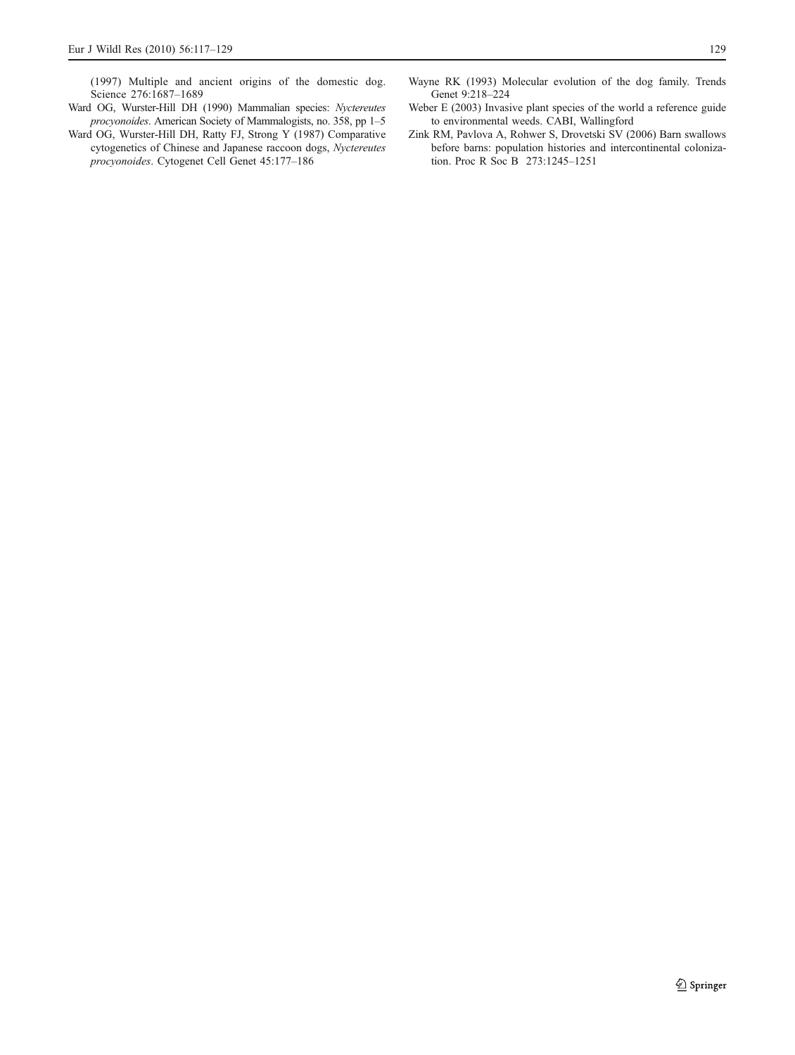(1997) Multiple and ancient origins of the domestic dog. Science 276:1687–1689

Ward OG, Wurster-Hill DH (1990) Mammalian species: *Nyctereutes procyonoides*. American Society of Mammalogists, no. 358, pp 1–5

Ward OG, Wurster-Hill DH, Ratty FJ, Strong Y (1987) Comparative cytogenetics of Chinese and Japanese raccoon dogs, *Nyctereutes procyonoides*. Cytogenet Cell Genet 45:177–186

Wayne RK (1993) Molecular evolution of the dog family. Trends Genet 9:218–224

Weber E (2003) Invasive plant species of the world a reference guide to environmental weeds. CABI, Wallingford

Zink RM, Pavlova A, Rohwer S, Drovetski SV (2006) Barn swallows before barns: population histories and intercontinental colonization. Proc R Soc B 273:1245–1251